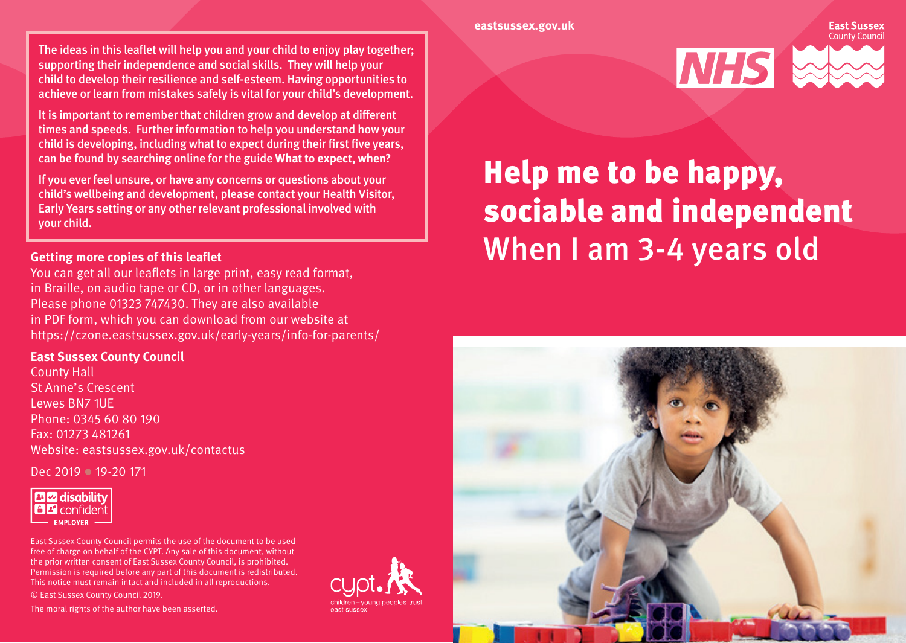The ideas in this leaflet will help you and your child to enjoy play together; supporting their independence and social skills. They will help your child to develop their resilience and self-esteem. Having opportunities to achieve or learn from mistakes safely is vital for your child's development.

It is important to remember that children grow and develop at different times and speeds. Further information to help you understand how your child is developing, including what to expect during their first five years, can be found by searching online for the guide **What to expect, when?**

If you ever feel unsure, or have any concerns or questions about your child's wellbeing and development, please contact your Health Visitor, Early Years setting or any other relevant professional involved with your child.

**Getting more copies of this leaflet**

You can get all our leaflets in large print, easy read format, in Braille, on audio tape or CD, or in other languages. Please phone 01323 747430. They are also available in PDF form, which you can download from our website at https://czone.eastsussex.gov.uk/early-years/info-for-parents/

**East Sussex County Council**

County Hall
St Anne's Crescent
Lewes BN7 1UE
Phone: 0345 60 80 190
Fax: 01273 481261
Website: eastsussex.gov.uk/contactus

Dec 2019 • 19-20 171

disability confident EMPLOYER

East Sussex County Council permits the use of the document to be used free of charge on behalf of the CYPT. Any sale of this document, without the prior written consent of East Sussex County Council, is prohibited. Permission is required before any part of this document is redistributed. This notice must remain intact and included in all reproductions.

© East Sussex County Council 2019.

The moral rights of the author have been asserted.

cypt. children + young people's trust east sussex

eastsussex.gov.uk

East Sussex County Council

NHS

# Help me to be happy, sociable and independent

## When I am 3-4 years old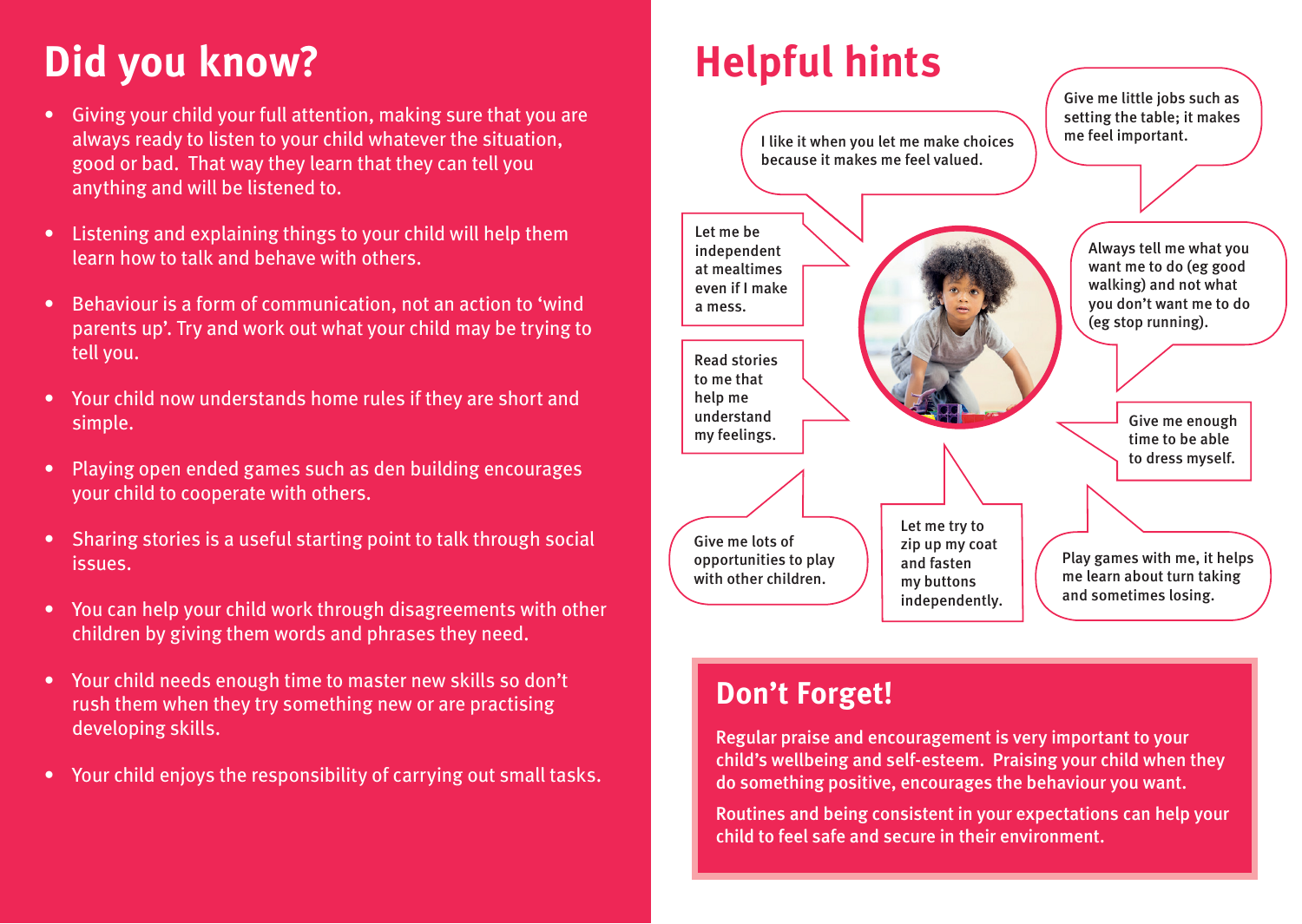## Did you know?

- Giving your child your full attention, making sure that you are always ready to listen to your child whatever the situation, good or bad. That way they learn that they can tell you anything and will be listened to.
- Listening and explaining things to your child will help them learn how to talk and behave with others.
- Behaviour is a form of communication, not an action to 'wind parents up'. Try and work out what your child may be trying to tell you.
- Your child now understands home rules if they are short and simple.
- Playing open ended games such as den building encourages your child to cooperate with others.
- Sharing stories is a useful starting point to talk through social issues.
- You can help your child work through disagreements with other children by giving them words and phrases they need.
- Your child needs enough time to master new skills so don't rush them when they try something new or are practising developing skills.
- Your child enjoys the responsibility of carrying out small tasks.

## Helpful hints

I like it when you let me make choices because it makes me feel valued.

Give me little jobs such as setting the table; it makes me feel important.

Let me be independent at mealtimes even if I make a mess.

Always tell me what you want me to do (eg good walking) and not what you don't want me to do (eg stop running).

Read stories to me that help me understand my feelings.

Give me enough time to be able to dress myself.

Give me lots of opportunities to play with other children.

Let me try to zip up my coat and fasten my buttons independently.

Play games with me, it helps me learn about turn taking and sometimes losing.

## Don't Forget!

Regular praise and encouragement is very important to your child's wellbeing and self-esteem. Praising your child when they do something positive, encourages the behaviour you want.

Routines and being consistent in your expectations can help your child to feel safe and secure in their environment.